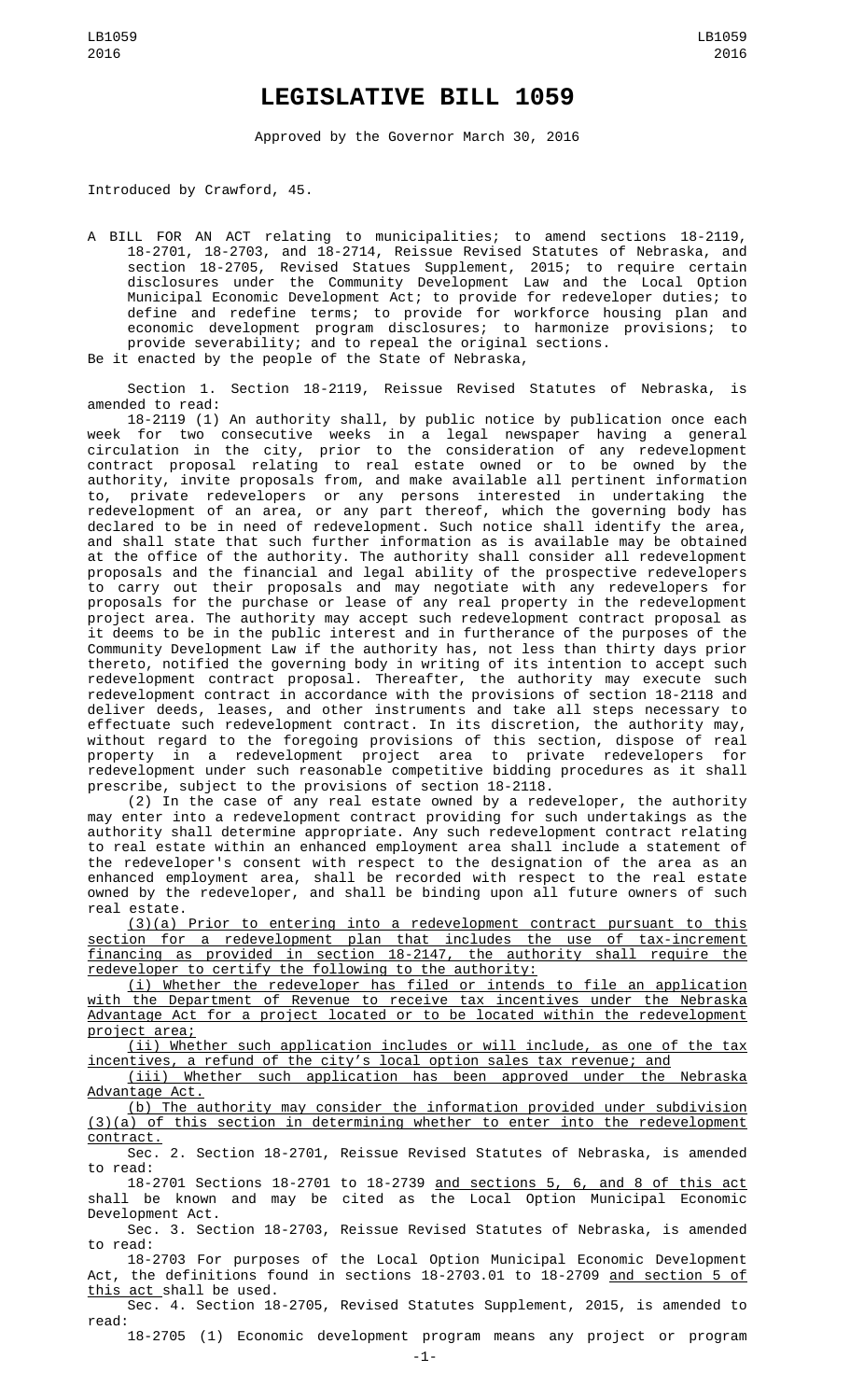# LEGISLATIVE BILL 1059

Approved by the Governor March 30, 2016

Introduced by Crawford, 45.

A BILL FOR AN ACT relating to municipalities; to amend sections 18-2119, 18-2701, 18-2703, and 18-2714, Reissue Revised Statutes of Nebraska, and section 18-2705, Revised Statues Supplement, 2015; to require certain disclosures under the Community Development Law and the Local Option Municipal Economic Development Act; to provide for redeveloper duties; to define and redefine terms; to provide for workforce housing plan and economic development program disclosures; to harmonize provisions; to provide severability; and to repeal the original sections.

Be it enacted by the people of the State of Nebraska,

Section 1. Section 18-2119, Reissue Revised Statutes of Nebraska, is amended to read:

18-2119 (1) An authority shall, by public notice by publication once each week for two consecutive weeks in a legal newspaper having a general circulation in the city, prior to the consideration of any redevelopment contract proposal relating to real estate owned or to be owned by the authority, invite proposals from, and make available all pertinent information to, private redevelopers or any persons interested in undertaking the redevelopment of an area, or any part thereof, which the governing body has declared to be in need of redevelopment. Such notice shall identify the area, and shall state that such further information as is available may be obtained at the office of the authority. The authority shall consider all redevelopment proposals and the financial and legal ability of the prospective redevelopers to carry out their proposals and may negotiate with any redevelopers for proposals for the purchase or lease of any real property in the redevelopment project area. The authority may accept such redevelopment contract proposal as it deems to be in the public interest and in furtherance of the purposes of the Community Development Law if the authority has, not less than thirty days prior thereto, notified the governing body in writing of its intention to accept such redevelopment contract proposal. Thereafter, the authority may execute such redevelopment contract in accordance with the provisions of section 18-2118 and deliver deeds, leases, and other instruments and take all steps necessary to effectuate such redevelopment contract. In its discretion, the authority may, without regard to the foregoing provisions of this section, dispose of real property in a redevelopment project area to private redevelopers for redevelopment under such reasonable competitive bidding procedures as it shall prescribe, subject to the provisions of section 18-2118.

(2) In the case of any real estate owned by a redeveloper, the authority may enter into a redevelopment contract providing for such undertakings as the authority shall determine appropriate. Any such redevelopment contract relating to real estate within an enhanced employment area shall include a statement of the redeveloper's consent with respect to the designation of the area as an enhanced employment area, shall be recorded with respect to the real estate owned by the redeveloper, and shall be binding upon all future owners of such real estate.

(3)(a) Prior to entering into a redevelopment contract pursuant to this section for a redevelopment plan that includes the use of tax-increment financing as provided in section 18-2147, the authority shall require the redeveloper to certify the following to the authority:

(i) Whether the redeveloper has filed or intends to file an application with the Department of Revenue to receive tax incentives under the Nebraska Advantage Act for a project located or to be located within the redevelopment project area;

(ii) Whether such application includes or will include, as one of the tax incentives, a refund of the city's local option sales tax revenue; and

(iii) Whether such application has been approved under the Nebraska Advantage Act.

(b) The authority may consider the information provided under subdivision (3)(a) of this section in determining whether to enter into the redevelopment contract.

Sec. 2. Section 18-2701, Reissue Revised Statutes of Nebraska, is amended to read:

18-2701 Sections 18-2701 to 18-2739 and sections 5, 6, and 8 of this act shall be known and may be cited as the Local Option Municipal Economic Development Act.

Sec. 3. Section 18-2703, Reissue Revised Statutes of Nebraska, is amended to read:

18-2703 For purposes of the Local Option Municipal Economic Development Act, the definitions found in sections 18-2703.01 to 18-2709 and section 5 of this act shall be used.

Sec. 4. Section 18-2705, Revised Statutes Supplement, 2015, is amended to read:

18-2705 (1) Economic development program means any project or program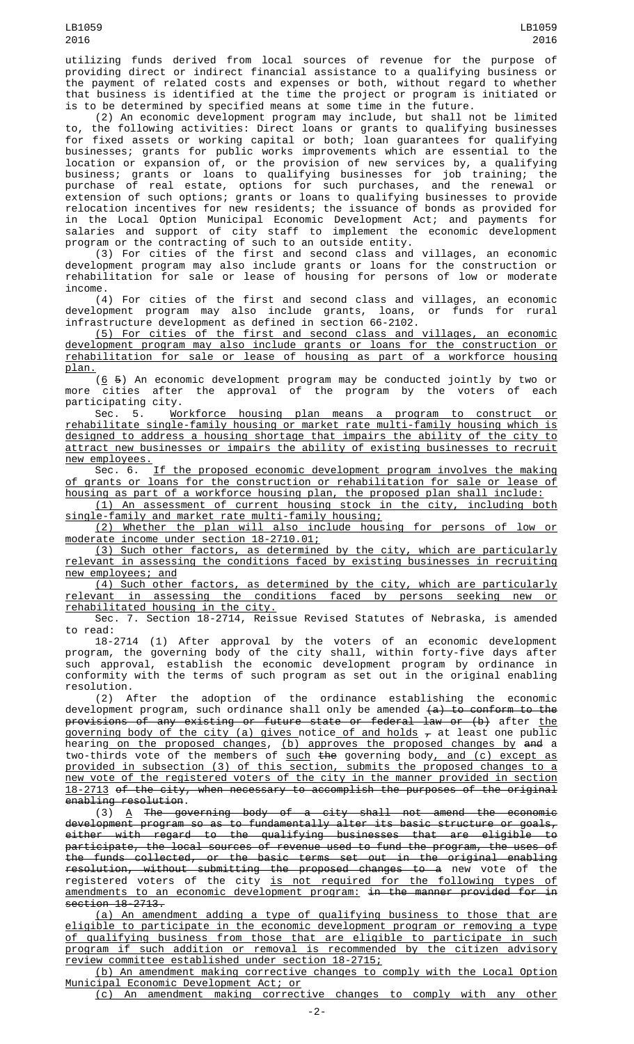utilizing funds derived from local sources of revenue for the purpose of providing direct or indirect financial assistance to a qualifying business or the payment of related costs and expenses or both, without regard to whether that business is identified at the time the project or program is initiated or is to be determined by specified means at some time in the future.

(2) An economic development program may include, but shall not be limited to, the following activities: Direct loans or grants to qualifying businesses for fixed assets or working capital or both; loan guarantees for qualifying businesses; grants for public works improvements which are essential to the location or expansion of, or the provision of new services by, a qualifying business; grants or loans to qualifying businesses for job training; the purchase of real estate, options for such purchases, and the renewal or extension of such options; grants or loans to qualifying businesses to provide relocation incentives for new residents; the issuance of bonds as provided for in the Local Option Municipal Economic Development Act; and payments for salaries and support of city staff to implement the economic development program or the contracting of such to an outside entity.

(3) For cities of the first and second class and villages, an economic development program may also include grants or loans for the construction or rehabilitation for sale or lease of housing for persons of low or moderate income.

(4) For cities of the first and second class and villages, an economic development program may also include grants, loans, or funds for rural infrastructure development as defined in section 66-2102.

<u>(5) For cities of the first and second class and villages, an economic development program may also include grants or loans for the construction or rehabilitation for sale or lease of housing as part of a workforce housing plan.</u>

(<u>6</u> ~~5~~) An economic development program may be conducted jointly by two or more cities after the approval of the program by the voters of each participating city.

Sec. 5. <u>Workforce housing plan means a program to construct or rehabilitate single-family housing or market rate multi-family housing which is designed to address a housing shortage that impairs the ability of the city to attract new businesses or impairs the ability of existing businesses to recruit new employees.</u>

Sec. 6. <u>If the proposed economic development program involves the making of grants or loans for the construction or rehabilitation for sale or lease of housing as part of a workforce housing plan, the proposed plan shall include:</u>

<u>(1) An assessment of current housing stock in the city, including both single-family and market rate multi-family housing;</u>

<u>(2) Whether the plan will also include housing for persons of low or moderate income under section 18-2710.01;</u>

<u>(3) Such other factors, as determined by the city, which are particularly relevant in assessing the conditions faced by existing businesses in recruiting new employees; and</u>

<u>(4) Such other factors, as determined by the city, which are particularly relevant in assessing the conditions faced by persons seeking new or rehabilitated housing in the city.</u>

Sec. 7. Section 18-2714, Reissue Revised Statutes of Nebraska, is amended to read:

18-2714 (1) After approval by the voters of an economic development program, the governing body of the city shall, within forty-five days after such approval, establish the economic development program by ordinance in conformity with the terms of such program as set out in the original enabling resolution.

(2) After the adoption of the ordinance establishing the economic development program, such ordinance shall only be amended ~~(a) to conform to the provisions of any existing or future state or federal law or (b)~~ after <u>the governing body of the city (a) gives</u> notice<u> of and holds</u> ~~,~~ at least one public hearing<u> on the proposed changes</u>, <u>(b) approves the proposed changes by</u> ~~and~~ a two-thirds vote of the members of <u>such</u> ~~the~~ governing body<u>, and (c) except as provided in subsection (3) of this section, submits the proposed changes to a new vote of the registered voters of the city in the manner provided in section 18-2713</u> ~~of the city, when necessary to accomplish the purposes of the original enabling resolution~~.

(3) <u>A</u> ~~The governing body of a city shall not amend the economic development program so as to fundamentally alter its basic structure or goals, either with regard to the qualifying businesses that are eligible to participate, the local sources of revenue used to fund the program, the uses of the funds collected, or the basic terms set out in the original enabling resolution, without submitting the proposed changes to a~~ new vote of the registered voters of the city <u>is not required for the following types of amendments to an economic development program:</u> ~~in the manner provided for in section 18-2713.~~

<u>(a) An amendment adding a type of qualifying business to those that are eligible to participate in the economic development program or removing a type of qualifying business from those that are eligible to participate in such program if such addition or removal is recommended by the citizen advisory review committee established under section 18-2715;</u>

<u>(b) An amendment making corrective changes to comply with the Local Option Municipal Economic Development Act; or</u>

<u>(c) An amendment making corrective changes to comply with any other</u>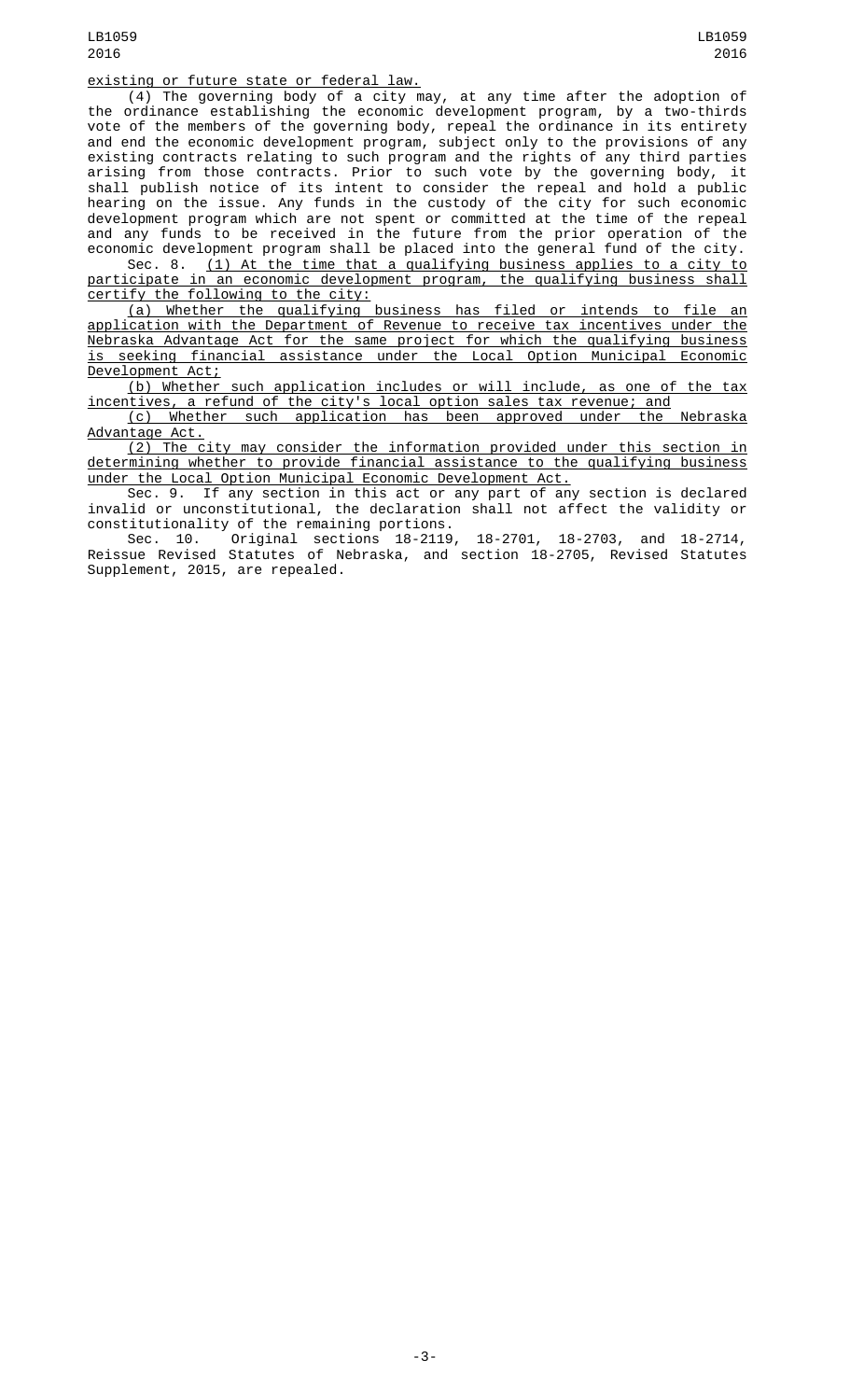existing or future state or federal law.

(4) The governing body of a city may, at any time after the adoption of the ordinance establishing the economic development program, by a two-thirds vote of the members of the governing body, repeal the ordinance in its entirety and end the economic development program, subject only to the provisions of any existing contracts relating to such program and the rights of any third parties arising from those contracts. Prior to such vote by the governing body, it shall publish notice of its intent to consider the repeal and hold a public hearing on the issue. Any funds in the custody of the city for such economic development program which are not spent or committed at the time of the repeal and any funds to be received in the future from the prior operation of the economic development program shall be placed into the general fund of the city.

Sec. 8. (1) At the time that a qualifying business applies to a city to participate in an economic development program, the qualifying business shall certify the following to the city:

(a) Whether the qualifying business has filed or intends to file an application with the Department of Revenue to receive tax incentives under the Nebraska Advantage Act for the same project for which the qualifying business is seeking financial assistance under the Local Option Municipal Economic Development Act;

(b) Whether such application includes or will include, as one of the tax incentives, a refund of the city's local option sales tax revenue; and

(c) Whether such application has been approved under the Nebraska Advantage Act.

(2) The city may consider the information provided under this section in determining whether to provide financial assistance to the qualifying business under the Local Option Municipal Economic Development Act.

Sec. 9. If any section in this act or any part of any section is declared invalid or unconstitutional, the declaration shall not affect the validity or constitutionality of the remaining portions.

Sec. 10. Original sections 18-2119, 18-2701, 18-2703, and 18-2714, Reissue Revised Statutes of Nebraska, and section 18-2705, Revised Statutes Supplement, 2015, are repealed.